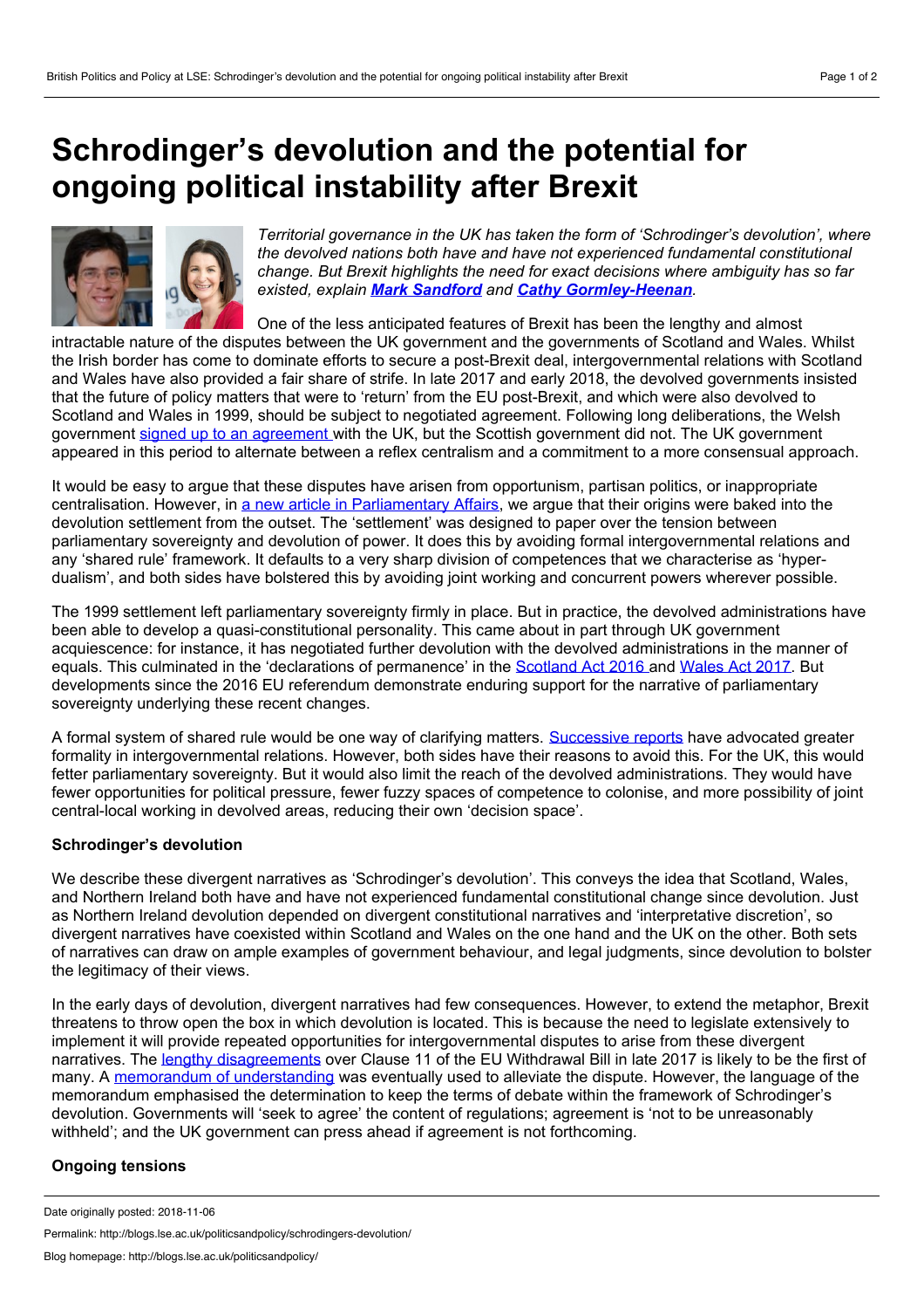# Schrodinger's devolution and the potential for ongoing political instability after Brexit

*Territorial governance in the UK has taken the form of 'Schrodinger's devolution', where the devolved nations both have and have not experienced fundamental constitutional change. But Brexit highlights the need for exact decisions where ambiguity has so far existed, explain* ***Mark Sandford*** *and* ***Cathy Gormley-Heenan****.*

One of the less anticipated features of Brexit has been the lengthy and almost intractable nature of the disputes between the UK government and the governments of Scotland and Wales. Whilst the Irish border has come to dominate efforts to secure a post-Brexit deal, intergovernmental relations with Scotland and Wales have also provided a fair share of strife. In late 2017 and early 2018, the devolved governments insisted that the future of policy matters that were to 'return' from the EU post-Brexit, and which were also devolved to Scotland and Wales in 1999, should be subject to negotiated agreement. Following long deliberations, the Welsh government signed up to an agreement with the UK, but the Scottish government did not. The UK government appeared in this period to alternate between a reflex centralism and a commitment to a more consensual approach.

It would be easy to argue that these disputes have arisen from opportunism, partisan politics, or inappropriate centralisation. However, in a new article in Parliamentary Affairs, we argue that their origins were baked into the devolution settlement from the outset. The 'settlement' was designed to paper over the tension between parliamentary sovereignty and devolution of power. It does this by avoiding formal intergovernmental relations and any 'shared rule' framework. It defaults to a very sharp division of competences that we characterise as 'hyper-dualism', and both sides have bolstered this by avoiding joint working and concurrent powers wherever possible.

The 1999 settlement left parliamentary sovereignty firmly in place. But in practice, the devolved administrations have been able to develop a quasi-constitutional personality. This came about in part through UK government acquiescence: for instance, it has negotiated further devolution with the devolved administrations in the manner of equals. This culminated in the 'declarations of permanence' in the Scotland Act 2016 and Wales Act 2017. But developments since the 2016 EU referendum demonstrate enduring support for the narrative of parliamentary sovereignty underlying these recent changes.

A formal system of shared rule would be one way of clarifying matters. Successive reports have advocated greater formality in intergovernmental relations. However, both sides have their reasons to avoid this. For the UK, this would fetter parliamentary sovereignty. But it would also limit the reach of the devolved administrations. They would have fewer opportunities for political pressure, fewer fuzzy spaces of competence to colonise, and more possibility of joint central-local working in devolved areas, reducing their own 'decision space'.

### Schrodinger's devolution

We describe these divergent narratives as 'Schrodinger's devolution'. This conveys the idea that Scotland, Wales, and Northern Ireland both have and have not experienced fundamental constitutional change since devolution. Just as Northern Ireland devolution depended on divergent constitutional narratives and 'interpretative discretion', so divergent narratives have coexisted within Scotland and Wales on the one hand and the UK on the other. Both sets of narratives can draw on ample examples of government behaviour, and legal judgments, since devolution to bolster the legitimacy of their views.

In the early days of devolution, divergent narratives had few consequences. However, to extend the metaphor, Brexit threatens to throw open the box in which devolution is located. This is because the need to legislate extensively to implement it will provide repeated opportunities for intergovernmental disputes to arise from these divergent narratives. The lengthy disagreements over Clause 11 of the EU Withdrawal Bill in late 2017 is likely to be the first of many. A memorandum of understanding was eventually used to alleviate the dispute. However, the language of the memorandum emphasised the determination to keep the terms of debate within the framework of Schrodinger's devolution. Governments will 'seek to agree' the content of regulations; agreement is 'not to be unreasonably withheld'; and the UK government can press ahead if agreement is not forthcoming.

### Ongoing tensions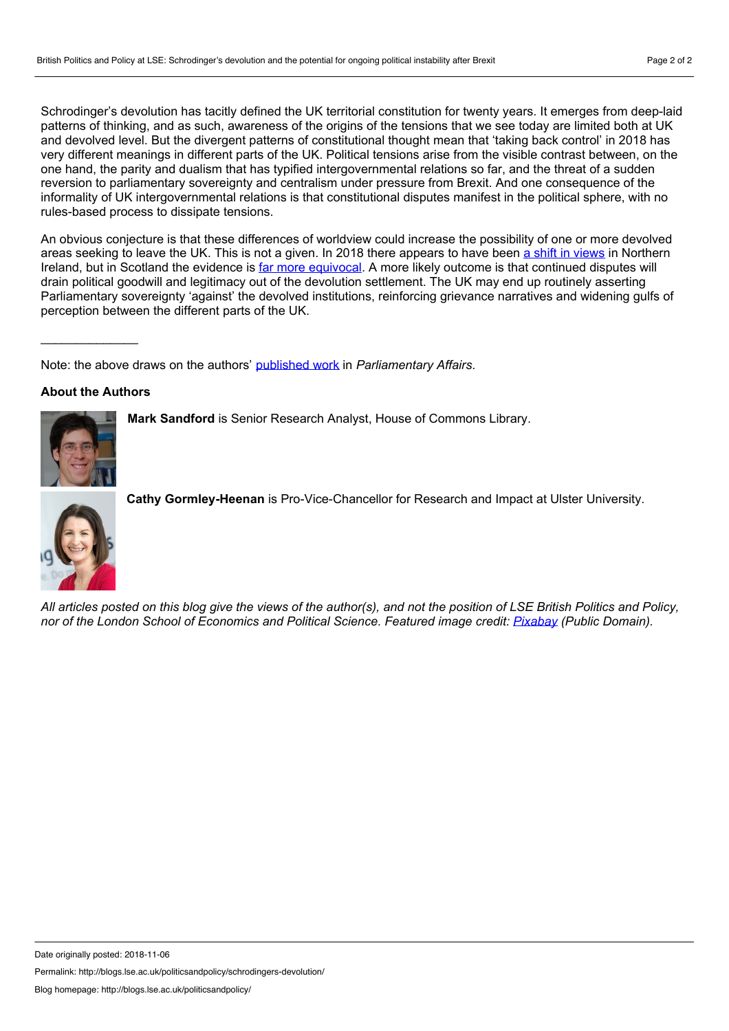Schrodinger's devolution has tacitly defined the UK territorial constitution for twenty years. It emerges from deep-laid patterns of thinking, and as such, awareness of the origins of the tensions that we see today are limited both at UK and devolved level. But the divergent patterns of constitutional thought mean that 'taking back control' in 2018 has very different meanings in different parts of the UK. Political tensions arise from the visible contrast between, on the one hand, the parity and dualism that has typified intergovernmental relations so far, and the threat of a sudden reversion to parliamentary sovereignty and centralism under pressure from Brexit. And one consequence of the informality of UK intergovernmental relations is that constitutional disputes manifest in the political sphere, with no rules-based process to dissipate tensions.

An obvious conjecture is that these differences of worldview could increase the possibility of one or more devolved areas seeking to leave the UK. This is not a given. In 2018 there appears to have been a shift in views in Northern Ireland, but in Scotland the evidence is far more equivocal. A more likely outcome is that continued disputes will drain political goodwill and legitimacy out of the devolution settlement. The UK may end up routinely asserting Parliamentary sovereignty 'against' the devolved institutions, reinforcing grievance narratives and widening gulfs of perception between the different parts of the UK.

_______________

Note: the above draws on the authors' published work in *Parliamentary Affairs*.

**About the Authors**

**Mark Sandford** is Senior Research Analyst, House of Commons Library.

**Cathy Gormley-Heenan** is Pro-Vice-Chancellor for Research and Impact at Ulster University.

*All articles posted on this blog give the views of the author(s), and not the position of LSE British Politics and Policy, nor of the London School of Economics and Political Science. Featured image credit: Pixabay (Public Domain).*

Date originally posted: 2018-11-06

Permalink: http://blogs.lse.ac.uk/politicsandpolicy/schrodingers-devolution/

Blog homepage: http://blogs.lse.ac.uk/politicsandpolicy/